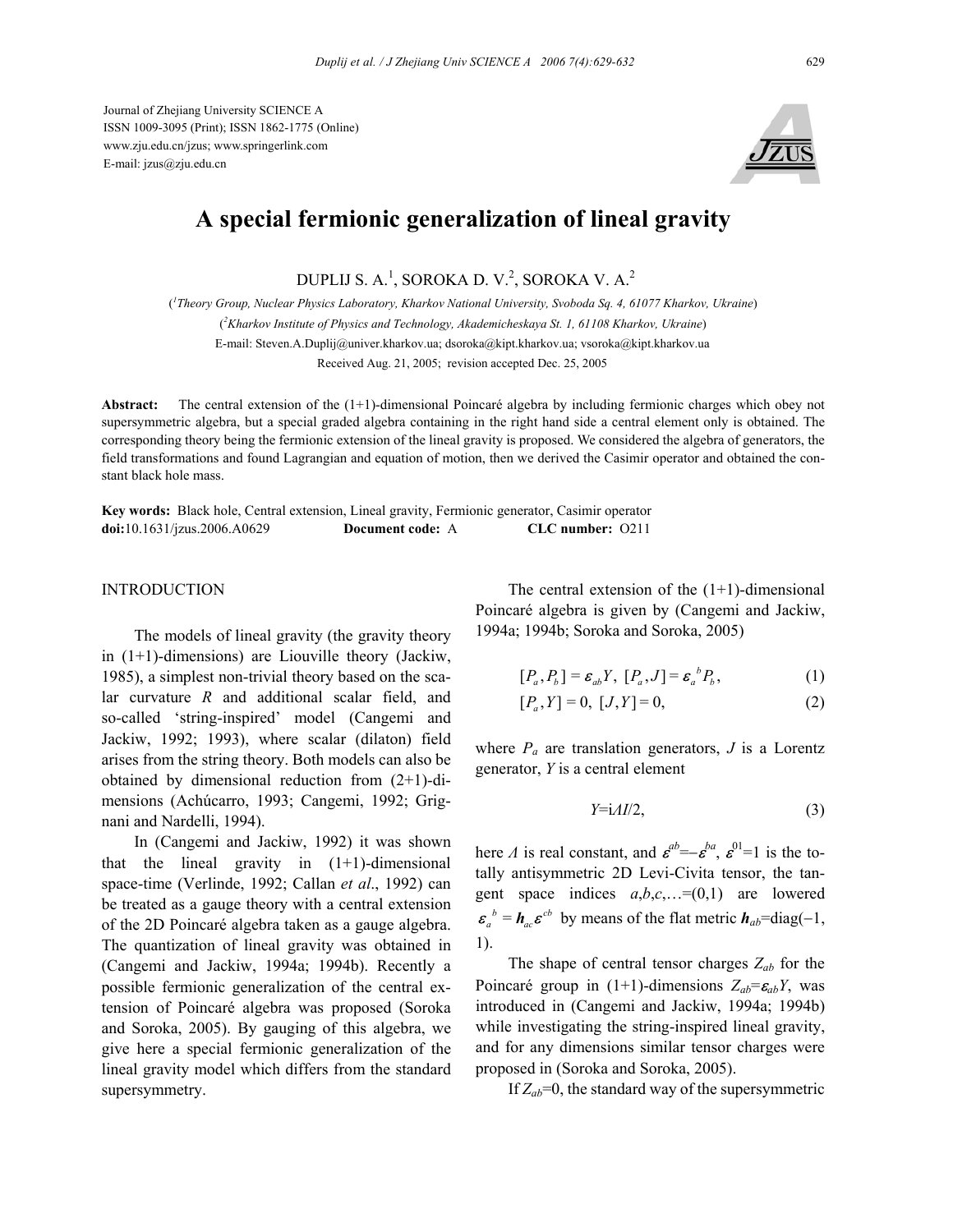Journal of Zhejiang University SCIENCE A
ISSN 1009-3095 (Print); ISSN 1862-1775 (Online)
www.zju.edu.cn/jzus; www.springerlink.com
E-mail: jzus@zju.edu.cn

# A special fermionic generalization of lineal gravity

DUPLIJ S. A.[1], SOROKA D. V.[2], SOROKA V. A.[2]

([1]*Theory Group, Nuclear Physics Laboratory, Kharkov National University, Svoboda Sq. 4, 61077 Kharkov, Ukraine*)
([2]*Kharkov Institute of Physics and Technology, Akademicheskaya St. 1, 61108 Kharkov, Ukraine*)
E-mail: Steven.A.Duplij@univer.kharkov.ua; dsoroka@kipt.kharkov.ua; vsoroka@kipt.kharkov.ua
Received Aug. 21, 2005; revision accepted Dec. 25, 2005

**Abstract:** The central extension of the (1+1)-dimensional Poincaré algebra by including fermionic charges which obey not supersymmetric algebra, but a special graded algebra containing in the right hand side a central element only is obtained. The corresponding theory being the fermionic extension of the lineal gravity is proposed. We considered the algebra of generators, the field transformations and found Lagrangian and equation of motion, then we derived the Casimir operator and obtained the constant black hole mass.

**Key words:** Black hole, Central extension, Lineal gravity, Fermionic generator, Casimir operator
**doi:**10.1631/jzus.2006.A0629 **Document code:** A **CLC number:** O211

## INTRODUCTION

The models of lineal gravity (the gravity theory in (1+1)-dimensions) are Liouville theory (Jackiw, 1985), a simplest non-trivial theory based on the scalar curvature $R$ and additional scalar field, and so-called 'string-inspired' model (Cangemi and Jackiw, 1992; 1993), where scalar (dilaton) field arises from the string theory. Both models can also be obtained by dimensional reduction from (2+1)-dimensions (Achúcarro, 1993; Cangemi, 1992; Grignani and Nardelli, 1994).

In (Cangemi and Jackiw, 1992) it was shown that the lineal gravity in (1+1)-dimensional space-time (Verlinde, 1992; Callan *et al*., 1992) can be treated as a gauge theory with a central extension of the 2D Poincaré algebra taken as a gauge algebra. The quantization of lineal gravity was obtained in (Cangemi and Jackiw, 1994a; 1994b). Recently a possible fermionic generalization of the central extension of Poincaré algebra was proposed (Soroka and Soroka, 2005). By gauging of this algebra, we give here a special fermionic generalization of the lineal gravity model which differs from the standard supersymmetry.

The central extension of the (1+1)-dimensional Poincaré algebra is given by (Cangemi and Jackiw, 1994a; 1994b; Soroka and Soroka, 2005)

$$[P_a, P_b] = \varepsilon_{ab} Y,\ [P_a, J] = \varepsilon_a{}^b P_b, \tag{1}$$

$$[P_a, Y] = 0,\ [J, Y] = 0, \tag{2}$$

where $P_a$ are translation generators, $J$ is a Lorentz generator, $Y$ is a central element

$$Y = \mathrm{i}\Lambda I/2, \tag{3}$$

here $\Lambda$ is real constant, and $\varepsilon^{ab}=-\varepsilon^{ba}$, $\varepsilon^{01}=1$ is the totally antisymmetric 2D Levi-Civita tensor, the tangent space indices $a,b,c,\ldots=(0,1)$ are lowered $\varepsilon_a{}^b = \boldsymbol{h}_{ac}\varepsilon^{cb}$ by means of the flat metric $\boldsymbol{h}_{ab}=\mathrm{diag}(-1, 1)$.

The shape of central tensor charges $Z_{ab}$ for the Poincaré group in (1+1)-dimensions $Z_{ab}=\varepsilon_{ab}Y$, was introduced in (Cangemi and Jackiw, 1994a; 1994b) while investigating the string-inspired lineal gravity, and for any dimensions similar tensor charges were proposed in (Soroka and Soroka, 2005).

If $Z_{ab}=0$, the standard way of the supersymmetric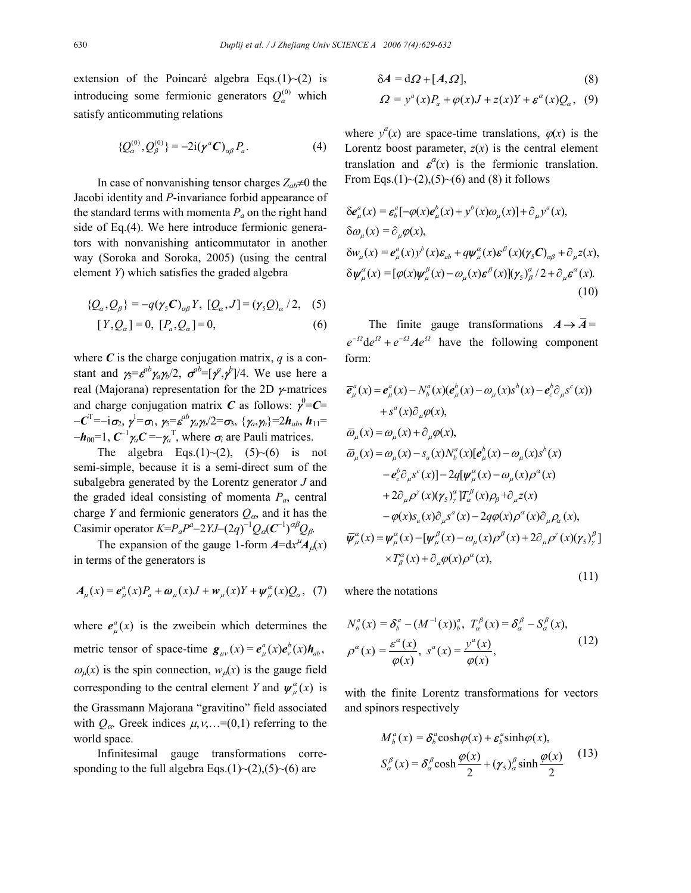extension of the Poincaré algebra Eqs.(1)~(2) is introducing some fermionic generators $Q_\alpha^{(0)}$ which satisfy anticommuting relations

$$\{Q_\alpha^{(0)}, Q_\beta^{(0)}\} = -2\mathrm{i}(\gamma^a \boldsymbol{C})_{\alpha\beta} P_a. \tag{4}$$

In case of nonvanishing tensor charges $Z_{ab}\neq 0$ the Jacobi identity and $P$-invariance forbid appearance of the standard terms with momenta $P_a$ on the right hand side of Eq.(4). We here introduce fermionic generators with nonvanishing anticommutator in another way (Soroka and Soroka, 2005) (using the central element $Y$) which satisfies the graded algebra

$$\{Q_\alpha, Q_\beta\} = -q(\gamma_5 \boldsymbol{C})_{\alpha\beta} Y,\ [Q_\alpha, J] = (\gamma_5 Q)_\alpha/2, \tag{5}$$

$$[Y, Q_\alpha] = 0,\ [P_a, Q_\alpha] = 0, \tag{6}$$

where $\boldsymbol{C}$ is the charge conjugation matrix, $q$ is a constant and $\gamma_5=\varepsilon^{ab}\gamma_a\gamma_b/2$, $\sigma^{ab}=[\gamma^a,\gamma^b]/4$. We use here a real (Majorana) representation for the 2D $\gamma$-matrices and charge conjugation matrix $\boldsymbol{C}$ as follows: $\gamma^0=\boldsymbol{C}=-\boldsymbol{C}^{\mathrm{T}}=-\mathrm{i}\sigma_2$, $\gamma^1=\sigma_1$, $\gamma_5=\varepsilon^{ab}\gamma_a\gamma_b/2=\sigma_3$, $\{\gamma_a,\gamma_b\}=2\boldsymbol{h}_{ab}$, $\boldsymbol{h}_{11}=-\boldsymbol{h}_{00}=1$, $\boldsymbol{C}^{-1}\gamma_a\boldsymbol{C}=-\gamma_a^{\mathrm{T}}$, where $\sigma_i$ are Pauli matrices.

The algebra Eqs.(1)~(2), (5)~(6) is not semi-simple, because it is a semi-direct sum of the subalgebra generated by the Lorentz generator $J$ and the graded ideal consisting of momenta $P_a$, central charge $Y$ and fermionic generators $Q_\alpha$, and it has the Casimir operator $K=P_aP^a-2YJ-(2q)^{-1}Q_\alpha(\boldsymbol{C}^{-1})^{\alpha\beta}Q_\beta$.

The expansion of the gauge 1-form $\boldsymbol{A}=\mathrm{d}x^\mu\boldsymbol{A}_\mu(x)$ in terms of the generators is

$$\boldsymbol{A}_\mu(x) = \boldsymbol{e}_\mu^a(x)P_a + \boldsymbol{\omega}_\mu(x)J + \boldsymbol{w}_\mu(x)Y + \boldsymbol{\psi}_\mu^\alpha(x)Q_\alpha, \tag{7}$$

where $\boldsymbol{e}_\mu^a(x)$ is the zweibein which determines the metric tensor of space-time $\boldsymbol{g}_{\mu\nu}(x)=\boldsymbol{e}_\mu^a(x)\boldsymbol{e}_\nu^b(x)\boldsymbol{h}_{ab}$, $\omega_\mu(x)$ is the spin connection, $w_\mu(x)$ is the gauge field corresponding to the central element $Y$ and $\boldsymbol{\psi}_\mu^\alpha(x)$ is the Grassmann Majorana "gravitino" field associated with $Q_\alpha$. Greek indices $\mu,\nu,\ldots=(0,1)$ referring to the world space.

Infinitesimal gauge transformations corresponding to the full algebra Eqs.(1)~(2),(5)~(6) are

$$\delta\boldsymbol{A} = \mathrm{d}\Omega + [\boldsymbol{A}, \Omega], \tag{8}$$

$$\Omega = y^a(x)P_a + \varphi(x)J + z(x)Y + \varepsilon^\alpha(x)Q_\alpha, \tag{9}$$

where $y^a(x)$ are space-time translations, $\varphi(x)$ is the Lorentz boost parameter, $z(x)$ is the central element translation and $\varepsilon^\alpha(x)$ is the fermionic translation. From Eqs.(1)~(2),(5)~(6) and (8) it follows

$$\begin{aligned}
&\delta\boldsymbol{e}_\mu^a(x) = \boldsymbol{\varepsilon}_b^a[-\varphi(x)\boldsymbol{e}_\mu^b(x) + y^b(x)\omega_\mu(x)] + \partial_\mu y^a(x),\\
&\delta\omega_\mu(x) = \partial_\mu\varphi(x),\\
&\delta w_\mu(x) = \boldsymbol{e}_\mu^a(x)y^b(x)\boldsymbol{\varepsilon}_{ab} + q\boldsymbol{\psi}_\mu^\alpha(x)\varepsilon^\beta(x)(\gamma_5\boldsymbol{C})_{\alpha\beta} + \partial_\mu z(x),\\
&\delta\boldsymbol{\psi}_\mu^\alpha(x) = [\varphi(x)\boldsymbol{\psi}_\mu^\beta(x) - \omega_\mu(x)\varepsilon^\beta(x)](\gamma_5)_\beta^\alpha/2 + \partial_\mu\varepsilon^\alpha(x).
\end{aligned} \tag{10}$$

The finite gauge transformations $\boldsymbol{A}\to\overline{\boldsymbol{A}}=e^{-\Omega}\mathrm{d}e^\Omega + e^{-\Omega}\boldsymbol{A}e^\Omega$ have the following component form:

$$\begin{aligned}
\overline{\boldsymbol{e}}_\mu^a(x) &= \boldsymbol{e}_\mu^a(x) - N_b^a(x)(\boldsymbol{e}_\mu^b(x) - \omega_\mu(x)s^b(x) - \boldsymbol{e}_c^b\partial_\mu s^c(x))\\
&\quad + s^a(x)\partial_\mu\varphi(x),\\
\overline{\omega}_\mu(x) &= \omega_\mu(x) + \partial_\mu\varphi(x),\\
\overline{\varpi}_\mu(x) &= \omega_\mu(x) - s_a(x)N_b^a(x)[\boldsymbol{e}_\mu^b(x) - \omega_\mu(x)s^b(x)\\
&\quad - \boldsymbol{e}_c^b\partial_\mu s^c(x)] - 2q[\boldsymbol{\psi}_\mu^\alpha(x) - \omega_\mu(x)\rho^\alpha(x)\\
&\quad + 2\partial_\mu\rho^\gamma(x)(\gamma_5)_\gamma^\alpha]T_\alpha^\beta(x)\rho_\beta + \partial_\mu z(x)\\
&\quad - \varphi(x)s_a(x)\partial_\mu s^a(x) - 2q\varphi(x)\rho^\alpha(x)\partial_\mu\rho_\alpha(x),\\
\overline{\boldsymbol{\psi}}_\mu^\alpha(x) &= \boldsymbol{\psi}_\mu^\alpha(x) - [\boldsymbol{\psi}_\mu^\beta(x) - \omega_\mu(x)\rho^\beta(x) + 2\partial_\mu\rho^\gamma(x)(\gamma_5)_\gamma^\beta]\\
&\quad \times T_\beta^\alpha(x) + \partial_\mu\varphi(x)\rho^\alpha(x),
\end{aligned} \tag{11}$$

where the notations

$$\begin{aligned}
&N_b^a(x) = \boldsymbol{\delta}_b^a - (M^{-1}(x))_b^a,\ T_\alpha^\beta(x) = \boldsymbol{\delta}_\alpha^\beta - S_\alpha^\beta(x),\\
&\rho^\alpha(x) = \frac{\varepsilon^\alpha(x)}{\varphi(x)},\ s^a(x) = \frac{y^a(x)}{\varphi(x)},
\end{aligned} \tag{12}$$

with the finite Lorentz transformations for vectors and spinors respectively

$$\begin{aligned}
&M_b^a(x) = \boldsymbol{\delta}_b^a\cosh\varphi(x) + \boldsymbol{\varepsilon}_b^a\sinh\varphi(x),\\
&S_\alpha^\beta(x) = \boldsymbol{\delta}_\alpha^\beta\cosh\frac{\varphi(x)}{2} + (\gamma_5)_\alpha^\beta\sinh\frac{\varphi(x)}{2}
\end{aligned} \tag{13}$$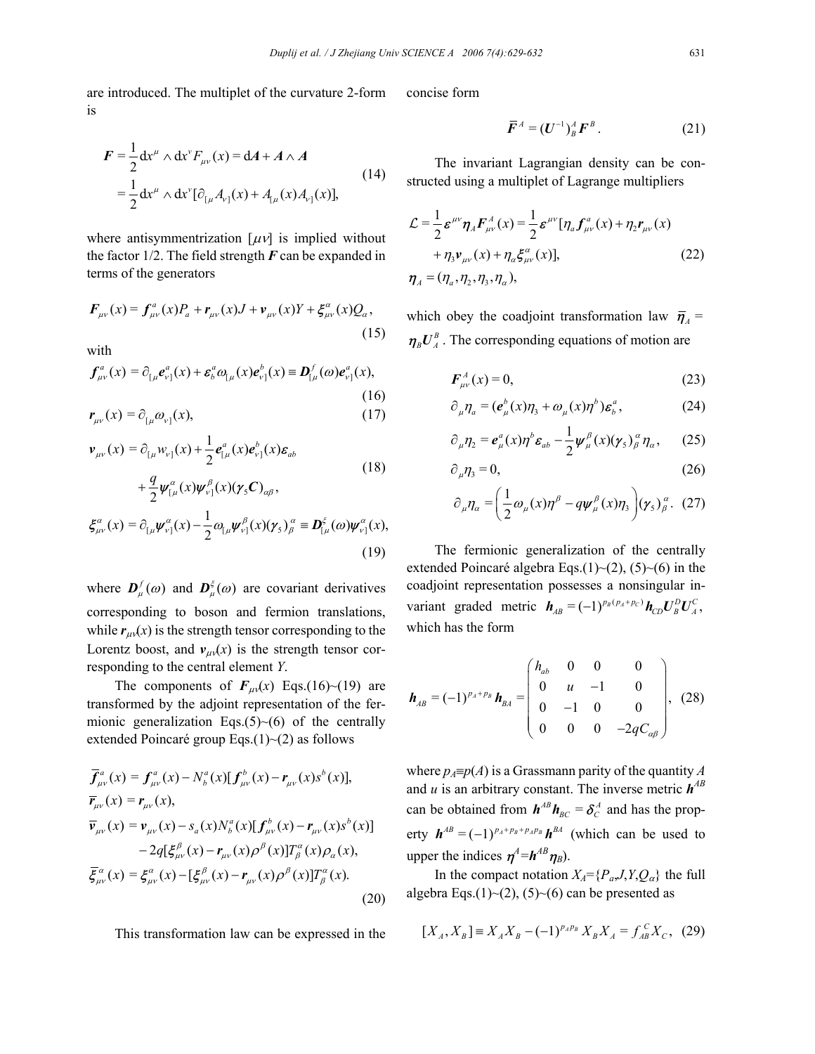are introduced. The multiplet of the curvature 2-form is

$$
\begin{aligned}
\boldsymbol{F} &= \frac{1}{2}\mathrm{d}x^{\mu}\wedge \mathrm{d}x^{\nu} F_{\mu\nu}(x) = \mathrm{d}\boldsymbol{A} + \boldsymbol{A}\wedge\boldsymbol{A} \\
&= \frac{1}{2}\mathrm{d}x^{\mu}\wedge \mathrm{d}x^{\nu}[\partial_{[\mu}A_{\nu]}(x) + A_{[\mu}(x)A_{\nu]}(x)],
\end{aligned}
\tag{14}
$$

where antisymmentrization $[\mu\nu]$ is implied without the factor 1/2. The field strength $\boldsymbol{F}$ can be expanded in terms of the generators

$$
\boldsymbol{F}_{\mu\nu}(x) = \boldsymbol{f}^{a}_{\mu\nu}(x)P_a + \boldsymbol{r}_{\mu\nu}(x)J + \boldsymbol{v}_{\mu\nu}(x)Y + \xi^{\alpha}_{\mu\nu}(x)Q_{\alpha},
\tag{15}
$$

with

$$
\boldsymbol{f}^{a}_{\mu\nu}(x) = \partial_{[\mu}\boldsymbol{e}^{a}_{\nu]}(x) + \boldsymbol{\varepsilon}^{a}_{b}\omega_{[\mu}(x)\boldsymbol{e}^{b}_{\nu]}(x) \equiv \boldsymbol{D}^{f}_{[\mu}(\omega)\boldsymbol{e}^{a}_{\nu]}(x),
\tag{16}
$$

$$
\boldsymbol{r}_{\mu\nu}(x) = \partial_{[\mu}\omega_{\nu]}(x),
\tag{17}
$$

$$
\begin{aligned}
\boldsymbol{v}_{\mu\nu}(x) &= \partial_{[\mu}w_{\nu]}(x) + \frac{1}{2}\boldsymbol{e}^{a}_{[\mu}(x)\boldsymbol{e}^{b}_{\nu]}(x)\boldsymbol{\varepsilon}_{ab} \\
&\quad + \frac{q}{2}\boldsymbol{\psi}^{\alpha}_{[\mu}(x)\boldsymbol{\psi}^{\beta}_{\nu]}(x)(\boldsymbol{\gamma}_5\boldsymbol{C})_{\alpha\beta},
\end{aligned}
\tag{18}
$$

$$
\xi^{\alpha}_{\mu\nu}(x) = \partial_{[\mu}\boldsymbol{\psi}^{\alpha}_{\nu]}(x) - \frac{1}{2}\omega_{[\mu}\boldsymbol{\psi}^{\beta}_{\nu]}(x)(\gamma_5)^{\alpha}_{\beta} \equiv \boldsymbol{D}^{\xi}_{[\mu}(\omega)\boldsymbol{\psi}^{\alpha}_{\nu]}(x),
\tag{19}
$$

where $\boldsymbol{D}^{f}_{\mu}(\omega)$ and $\boldsymbol{D}^{\xi}_{\mu}(\omega)$ are covariant derivatives corresponding to boson and fermion translations, while $\boldsymbol{r}_{\mu\nu}(x)$ is the strength tensor corresponding to the Lorentz boost, and $\boldsymbol{v}_{\mu\nu}(x)$ is the strength tensor corresponding to the central element $Y$.

The components of $\boldsymbol{F}_{\mu\nu}(x)$ Eqs.(16)~(19) are transformed by the adjoint representation of the fermionic generalization Eqs.(5)~(6) of the centrally extended Poincaré group Eqs.(1)~(2) as follows

$$
\begin{aligned}
\bar{\boldsymbol{f}}^{a}_{\mu\nu}(x) &= \boldsymbol{f}^{a}_{\mu\nu}(x) - N^{a}_{b}(x)[\boldsymbol{f}^{b}_{\mu\nu}(x) - \boldsymbol{r}_{\mu\nu}(x)s^{b}(x)], \\
\bar{\boldsymbol{r}}_{\mu\nu}(x) &= \boldsymbol{r}_{\mu\nu}(x), \\
\bar{\boldsymbol{v}}_{\mu\nu}(x) &= \boldsymbol{v}_{\mu\nu}(x) - s_a(x)N^{a}_{b}(x)[\boldsymbol{f}^{b}_{\mu\nu}(x) - \boldsymbol{r}_{\mu\nu}(x)s^{b}(x)] \\
&\quad - 2q[\xi^{\beta}_{\mu\nu}(x) - \boldsymbol{r}_{\mu\nu}(x)\rho^{\beta}(x)]T^{\alpha}_{\beta}(x)\rho_{\alpha}(x), \\
\bar{\xi}^{\alpha}_{\mu\nu}(x) &= \xi^{\alpha}_{\mu\nu}(x) - [\xi^{\beta}_{\mu\nu}(x) - \boldsymbol{r}_{\mu\nu}(x)\rho^{\beta}(x)]T^{\alpha}_{\beta}(x).
\end{aligned}
\tag{20}
$$

This transformation law can be expressed in the concise form

$$
\bar{\boldsymbol{F}}^{A} = (\boldsymbol{U}^{-1})^{A}_{B}\boldsymbol{F}^{B}.
\tag{21}
$$

The invariant Lagrangian density can be constructed using a multiplet of Lagrange multipliers

$$
\begin{aligned}
\mathcal{L} &= \frac{1}{2}\boldsymbol{\varepsilon}^{\mu\nu}\boldsymbol{\eta}_{A}\boldsymbol{F}^{A}_{\mu\nu}(x) = \frac{1}{2}\boldsymbol{\varepsilon}^{\mu\nu}[\eta_a\boldsymbol{f}^{a}_{\mu\nu}(x) + \eta_2\boldsymbol{r}_{\mu\nu}(x) \\
&\quad + \eta_3\boldsymbol{v}_{\mu\nu}(x) + \eta_{\alpha}\xi^{\alpha}_{\mu\nu}(x)], \\
\boldsymbol{\eta}_{A} &= (\eta_a, \eta_2, \eta_3, \eta_{\alpha}),
\end{aligned}
\tag{22}
$$

which obey the coadjoint transformation law $\bar{\boldsymbol{\eta}}_{A} = \boldsymbol{\eta}_{B}\boldsymbol{U}^{B}_{A}$. The corresponding equations of motion are

$$
\boldsymbol{F}^{A}_{\mu\nu}(x) = 0,
\tag{23}
$$

$$
\partial_{\mu}\eta_{a} = (\boldsymbol{e}^{b}_{\mu}(x)\eta_3 + \omega_{\mu}(x)\eta^{b})\boldsymbol{\varepsilon}^{a}_{b},
\tag{24}
$$

$$
\partial_{\mu}\eta_2 = \boldsymbol{e}^{a}_{\mu}(x)\eta^{b}\boldsymbol{\varepsilon}_{ab} - \frac{1}{2}\boldsymbol{\psi}^{\beta}_{\mu}(x)(\boldsymbol{\gamma}_5)^{\alpha}_{\beta}\eta_{\alpha},
\tag{25}
$$

$$
\partial_{\mu}\eta_3 = 0,
\tag{26}
$$

$$
\partial_{\mu}\eta_{\alpha} = \left(\frac{1}{2}\omega_{\mu}(x)\eta^{\beta} - q\boldsymbol{\psi}^{\beta}_{\mu}(x)\eta_3\right)(\boldsymbol{\gamma}_5)^{\alpha}_{\beta}.
\tag{27}
$$

The fermionic generalization of the centrally extended Poincaré algebra Eqs.(1)~(2), (5)~(6) in the coadjoint representation possesses a nonsingular invariant graded metric $\boldsymbol{h}_{AB} = (-1)^{p_B(p_A+p_C)}\boldsymbol{h}_{CD}\boldsymbol{U}^{D}_{B}\boldsymbol{U}^{C}_{A}$, which has the form

$$
\boldsymbol{h}_{AB} = (-1)^{p_A+p_B}\boldsymbol{h}_{BA} = \begin{pmatrix} h_{ab} & 0 & 0 & 0 \\ 0 & u & -1 & 0 \\ 0 & -1 & 0 & 0 \\ 0 & 0 & 0 & -2qC_{\alpha\beta} \end{pmatrix},
\tag{28}
$$

where $p_A \equiv p(A)$ is a Grassmann parity of the quantity $A$ and $u$ is an arbitrary constant. The inverse metric $\boldsymbol{h}^{AB}$ can be obtained from $\boldsymbol{h}^{AB}\boldsymbol{h}_{BC} = \boldsymbol{\delta}^{A}_{C}$ and has the property $\boldsymbol{h}^{AB} = (-1)^{p_A+p_B+p_Ap_B}\boldsymbol{h}^{BA}$ (which can be used to upper the indices $\boldsymbol{\eta}^{A} = \boldsymbol{h}^{AB}\boldsymbol{\eta}_{B}$).

In the compact notation $X_A = \{P_a, J, Y, Q_{\alpha}\}$ the full algebra Eqs.(1)~(2), (5)~(6) can be presented as

$$
[X_A, X_B] \equiv X_AX_B - (-1)^{p_Ap_B}X_BX_A = f_{AB}^{\ \ C}X_C,
\tag{29}
$$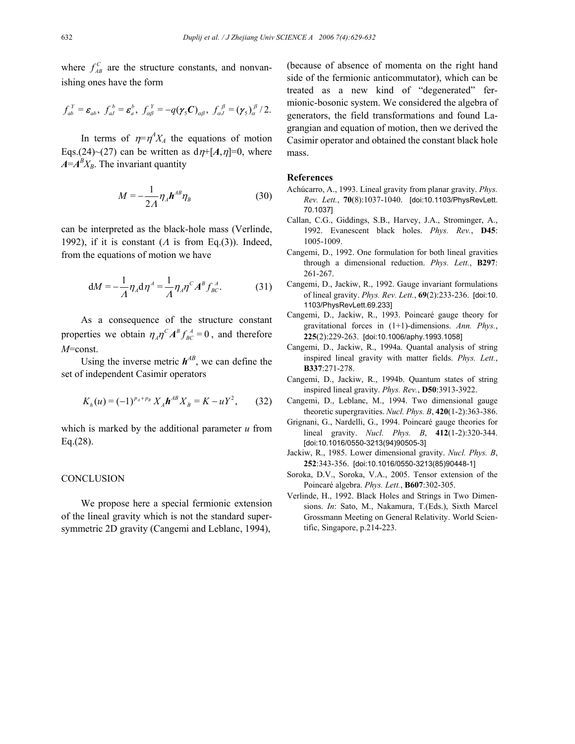where $f_{AB}^{C}$ are the structure constants, and nonvanishing ones have the form

$$f_{ab}^{\ Y} = \boldsymbol{\varepsilon}_{ab},\ f_{aJ}^{\ b} = \boldsymbol{\varepsilon}_{a}^{b},\ f_{\alpha\beta}^{\ Y} = -q(\boldsymbol{\gamma}_5 \boldsymbol{C})_{\alpha\beta},\ f_{\alpha J}^{\ \beta} = (\boldsymbol{\gamma}_5)_{\alpha}^{\ \beta}/2.$$

In terms of $\eta=\eta^A X_A$ the equations of motion Eqs.(24)~(27) can be written as $\mathrm{d}\eta+[\boldsymbol{A},\eta]=0$, where $\boldsymbol{A}=\boldsymbol{A}^B X_B$. The invariant quantity

$$M = -\frac{1}{2\Lambda}\eta_A \boldsymbol{h}^{AB}\eta_B \tag{30}$$

can be interpreted as the black-hole mass (Verlinde, 1992), if it is constant ($\Lambda$ is from Eq.(3)). Indeed, from the equations of motion we have

$$\mathrm{d}M = -\frac{1}{\Lambda}\eta_A \mathrm{d}\eta^A = \frac{1}{\Lambda}\eta_A \eta^C \boldsymbol{A}^B f_{BC}^{\ A}. \tag{31}$$

As a consequence of the structure constant properties we obtain $\eta_A \eta^C \boldsymbol{A}^B f_{BC}^{\ A} = 0$, and therefore $M$=const.

Using the inverse metric $\boldsymbol{h}^{AB}$, we can define the set of independent Casimir operators

$$K_h(u) = (-1)^{p_A + p_B} X_A \boldsymbol{h}^{AB} X_B = K - uY^2, \tag{32}$$

which is marked by the additional parameter $u$ from Eq.(28).

## CONCLUSION

We propose here a special fermionic extension of the lineal gravity which is not the standard supersymmetric 2D gravity (Cangemi and Leblanc, 1994), (because of absence of momenta on the right hand side of the fermionic anticommutator), which can be treated as a new kind of "degenerated" fermionic-bosonic system. We considered the algebra of generators, the field transformations and found Lagrangian and equation of motion, then we derived the Casimir operator and obtained the constant black hole mass.

## References

Achúcarro, A., 1993. Lineal gravity from planar gravity. *Phys. Rev. Lett.*, **70**(8):1037-1040. [doi:10.1103/PhysRevLett.70.1037]

Callan, C.G., Giddings, S.B., Harvey, J.A., Strominger, A., 1992. Evanescent black holes. *Phys. Rev.*, **D45**: 1005-1009.

Cangemi, D., 1992. One formulation for both lineal gravities through a dimensional reduction. *Phys. Lett.*, **B297**: 261-267.

Cangemi, D., Jackiw, R., 1992. Gauge invariant formulations of lineal gravity. *Phys. Rev. Lett.*, **69**(2):233-236. [doi:10.1103/PhysRevLett.69.233]

Cangemi, D., Jackiw, R., 1993. Poincaré gauge theory for gravitational forces in (1+1)-dimensions. *Ann. Phys.*, **225**(2):229-263. [doi:10.1006/aphy.1993.1058]

Cangemi, D., Jackiw, R., 1994a. Quantal analysis of string inspired lineal gravity with matter fields. *Phys. Lett.*, **B337**:271-278.

Cangemi, D., Jackiw, R., 1994b. Quantum states of string inspired lineal gravity. *Phys. Rev.*, **D50**:3913-3922.

Cangemi, D., Leblanc, M., 1994. Two dimensional gauge theoretic supergravities. *Nucl. Phys. B*, **420**(1-2):363-386.

Grignani, G., Nardelli, G., 1994. Poincaré gauge theories for lineal gravity. *Nucl. Phys. B*, **412**(1-2):320-344. [doi:10.1016/0550-3213(94)90505-3]

Jackiw, R., 1985. Lower dimensional gravity. *Nucl. Phys. B*, **252**:343-356. [doi:10.1016/0550-3213(85)90448-1]

Soroka, D.V., Soroka, V.A., 2005. Tensor extension of the Poincaré algebra. *Phys. Lett.*, **B607**:302-305.

Verlinde, H., 1992. Black Holes and Strings in Two Dimensions. *In*: Sato, M., Nakamura, T.(Eds.), Sixth Marcel Grossmann Meeting on General Relativity. World Scientific, Singapore, p.214-223.